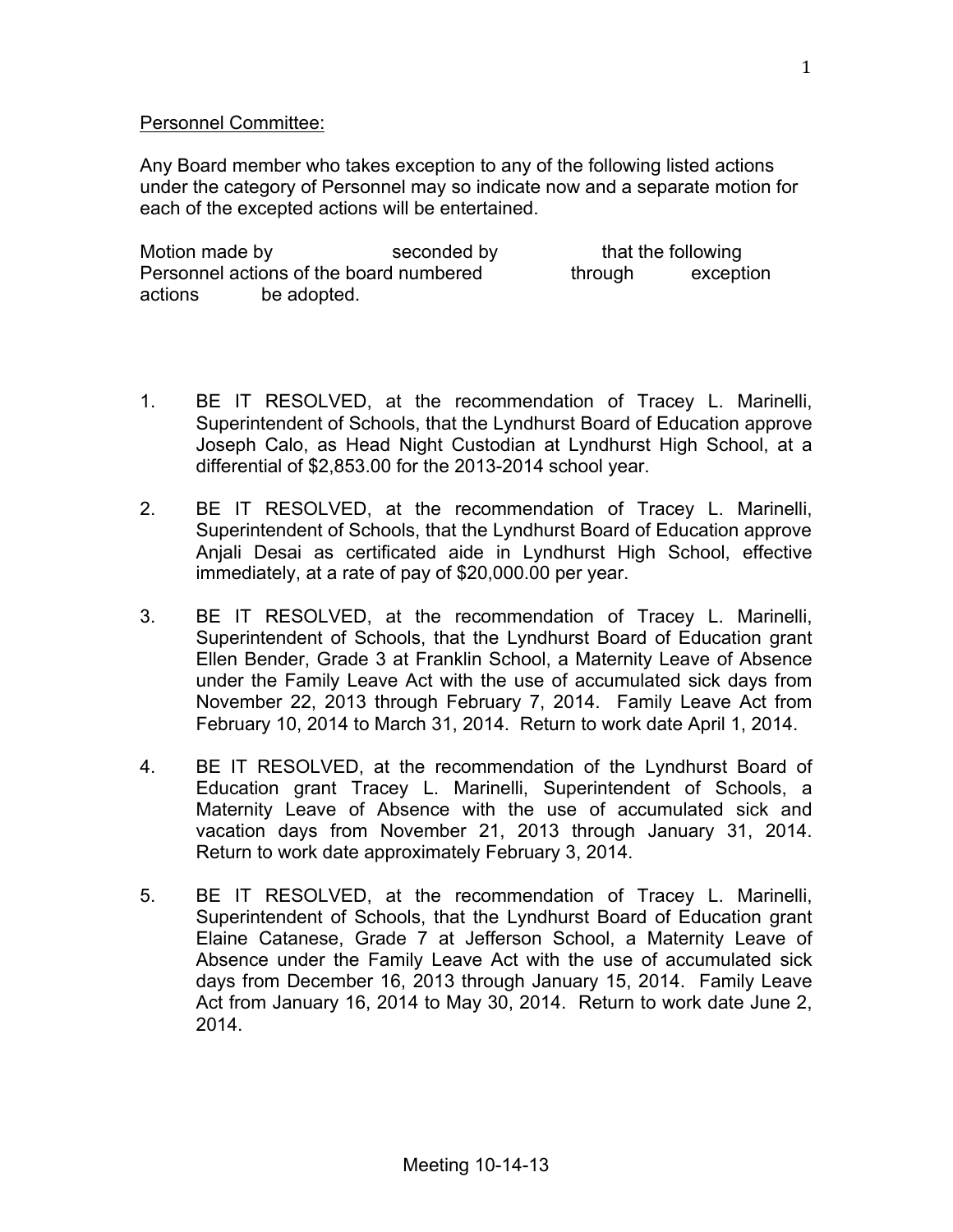Personnel Committee:

Any Board member who takes exception to any of the following listed actions under the category of Personnel may so indicate now and a separate motion for each of the excepted actions will be entertained.

Motion made by seconded by that the following Personnel actions of the board numbered through exception actions be adopted.

1. BE IT RESOLVED, at the recommendation of Tracey L. Marinelli, Superintendent of Schools, that the Lyndhurst Board of Education approve Joseph Calo, as Head Night Custodian at Lyndhurst High School, at a differential of $2,853.00 for the 2013-2014 school year.

2. BE IT RESOLVED, at the recommendation of Tracey L. Marinelli, Superintendent of Schools, that the Lyndhurst Board of Education approve Anjali Desai as certificated aide in Lyndhurst High School, effective immediately, at a rate of pay of $20,000.00 per year.

3. BE IT RESOLVED, at the recommendation of Tracey L. Marinelli, Superintendent of Schools, that the Lyndhurst Board of Education grant Ellen Bender, Grade 3 at Franklin School, a Maternity Leave of Absence under the Family Leave Act with the use of accumulated sick days from November 22, 2013 through February 7, 2014. Family Leave Act from February 10, 2014 to March 31, 2014. Return to work date April 1, 2014.

4. BE IT RESOLVED, at the recommendation of the Lyndhurst Board of Education grant Tracey L. Marinelli, Superintendent of Schools, a Maternity Leave of Absence with the use of accumulated sick and vacation days from November 21, 2013 through January 31, 2014. Return to work date approximately February 3, 2014.

5. BE IT RESOLVED, at the recommendation of Tracey L. Marinelli, Superintendent of Schools, that the Lyndhurst Board of Education grant Elaine Catanese, Grade 7 at Jefferson School, a Maternity Leave of Absence under the Family Leave Act with the use of accumulated sick days from December 16, 2013 through January 15, 2014. Family Leave Act from January 16, 2014 to May 30, 2014. Return to work date June 2, 2014.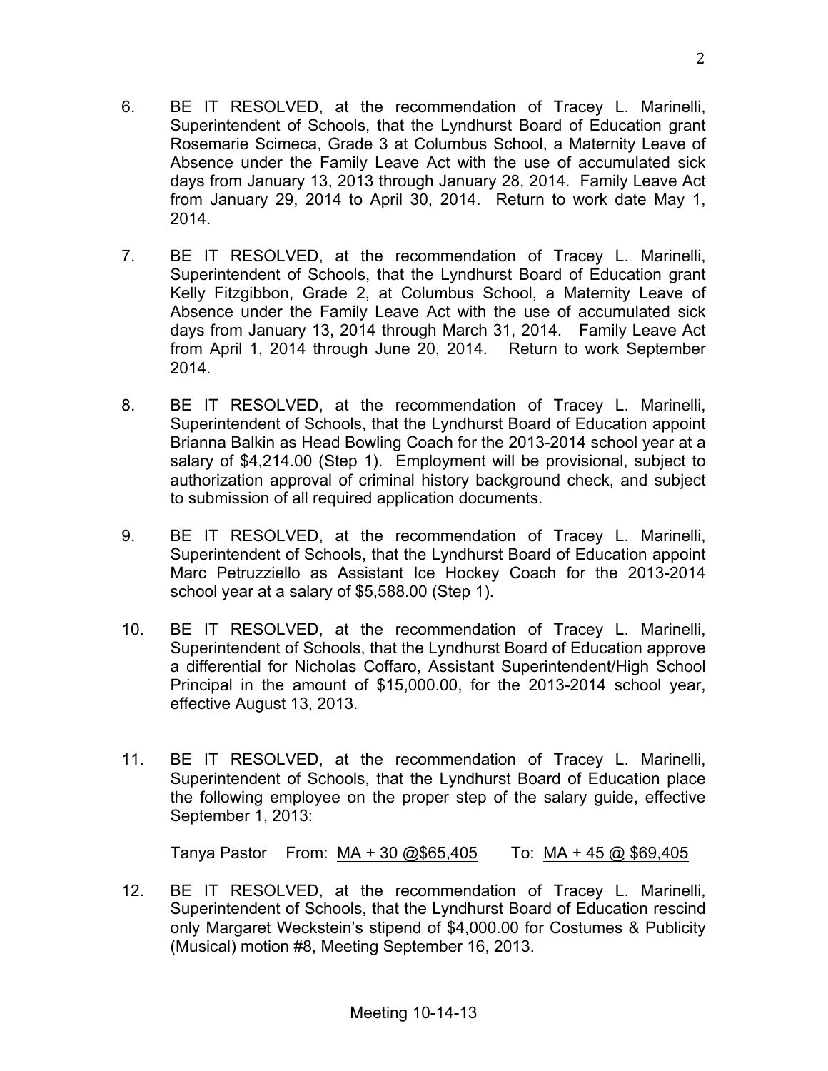6. BE IT RESOLVED, at the recommendation of Tracey L. Marinelli, Superintendent of Schools, that the Lyndhurst Board of Education grant Rosemarie Scimeca, Grade 3 at Columbus School, a Maternity Leave of Absence under the Family Leave Act with the use of accumulated sick days from January 13, 2013 through January 28, 2014. Family Leave Act from January 29, 2014 to April 30, 2014. Return to work date May 1, 2014.

7. BE IT RESOLVED, at the recommendation of Tracey L. Marinelli, Superintendent of Schools, that the Lyndhurst Board of Education grant Kelly Fitzgibbon, Grade 2, at Columbus School, a Maternity Leave of Absence under the Family Leave Act with the use of accumulated sick days from January 13, 2014 through March 31, 2014. Family Leave Act from April 1, 2014 through June 20, 2014. Return to work September 2014.

8. BE IT RESOLVED, at the recommendation of Tracey L. Marinelli, Superintendent of Schools, that the Lyndhurst Board of Education appoint Brianna Balkin as Head Bowling Coach for the 2013-2014 school year at a salary of $4,214.00 (Step 1). Employment will be provisional, subject to authorization approval of criminal history background check, and subject to submission of all required application documents.

9. BE IT RESOLVED, at the recommendation of Tracey L. Marinelli, Superintendent of Schools, that the Lyndhurst Board of Education appoint Marc Petruzziello as Assistant Ice Hockey Coach for the 2013-2014 school year at a salary of $5,588.00 (Step 1).

10. BE IT RESOLVED, at the recommendation of Tracey L. Marinelli, Superintendent of Schools, that the Lyndhurst Board of Education approve a differential for Nicholas Coffaro, Assistant Superintendent/High School Principal in the amount of $15,000.00, for the 2013-2014 school year, effective August 13, 2013.

11. BE IT RESOLVED, at the recommendation of Tracey L. Marinelli, Superintendent of Schools, that the Lyndhurst Board of Education place the following employee on the proper step of the salary guide, effective September 1, 2013:

    Tanya Pastor From: MA + 30 @$65,405 To: MA + 45 @ $69,405

12. BE IT RESOLVED, at the recommendation of Tracey L. Marinelli, Superintendent of Schools, that the Lyndhurst Board of Education rescind only Margaret Weckstein's stipend of $4,000.00 for Costumes & Publicity (Musical) motion #8, Meeting September 16, 2013.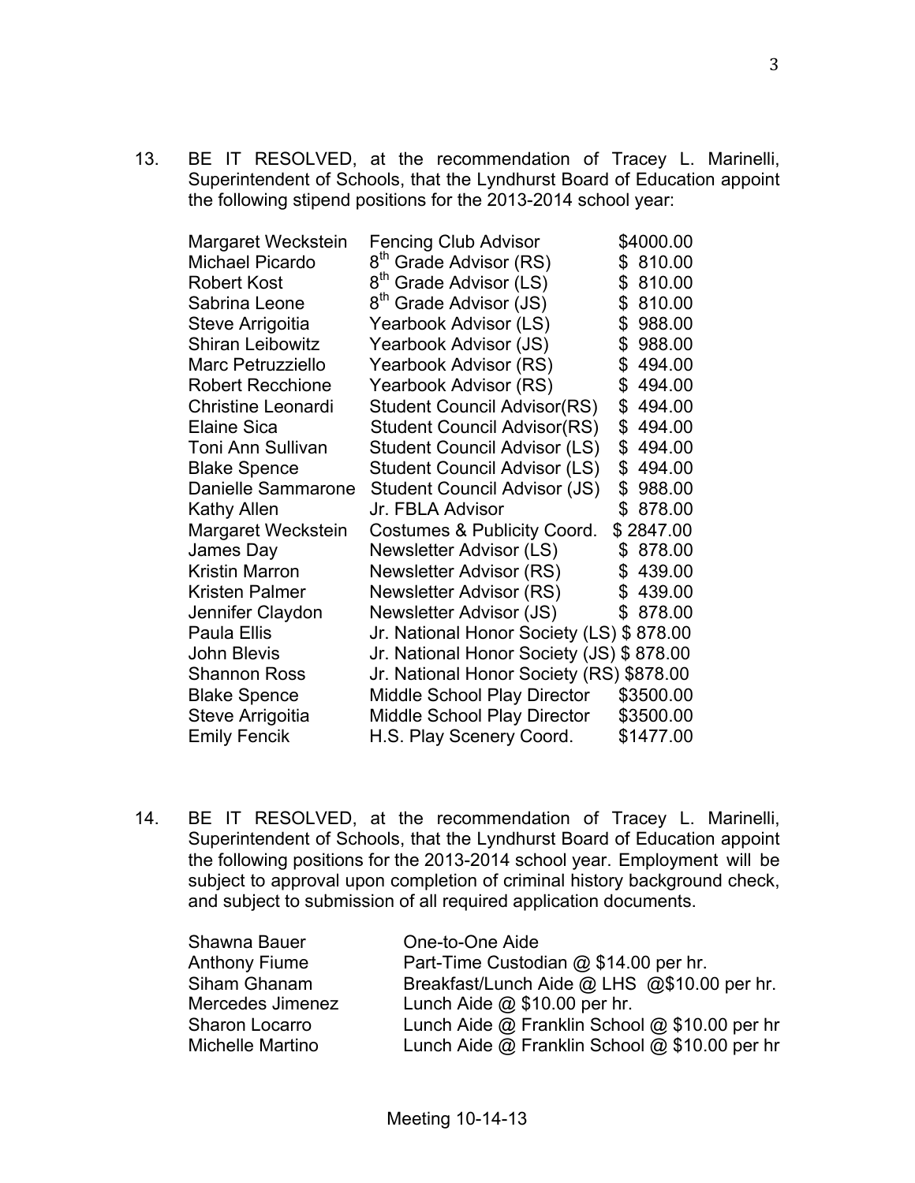13. BE IT RESOLVED, at the recommendation of Tracey L. Marinelli, Superintendent of Schools, that the Lyndhurst Board of Education appoint the following stipend positions for the 2013-2014 school year:

| | | |
|---|---|---|
| Margaret Weckstein | Fencing Club Advisor | \$4000.00 |
| Michael Picardo | 8th Grade Advisor (RS) | \$ 810.00 |
| Robert Kost | 8th Grade Advisor (LS) | \$ 810.00 |
| Sabrina Leone | 8th Grade Advisor (JS) | \$ 810.00 |
| Steve Arrigoitia | Yearbook Advisor (LS) | \$ 988.00 |
| Shiran Leibowitz | Yearbook Advisor (JS) | \$ 988.00 |
| Marc Petruzziello | Yearbook Advisor (RS) | \$ 494.00 |
| Robert Recchione | Yearbook Advisor (RS) | \$ 494.00 |
| Christine Leonardi | Student Council Advisor(RS) | \$ 494.00 |
| Elaine Sica | Student Council Advisor(RS) | \$ 494.00 |
| Toni Ann Sullivan | Student Council Advisor (LS) | \$ 494.00 |
| Blake Spence | Student Council Advisor (LS) | \$ 494.00 |
| Danielle Sammarone | Student Council Advisor (JS) | \$ 988.00 |
| Kathy Allen | Jr. FBLA Advisor | \$ 878.00 |
| Margaret Weckstein | Costumes & Publicity Coord. | \$ 2847.00 |
| James Day | Newsletter Advisor (LS) | \$ 878.00 |
| Kristin Marron | Newsletter Advisor (RS) | \$ 439.00 |
| Kristen Palmer | Newsletter Advisor (RS) | \$ 439.00 |
| Jennifer Claydon | Newsletter Advisor (JS) | \$ 878.00 |
| Paula Ellis | Jr. National Honor Society (LS) | \$ 878.00 |
| John Blevis | Jr. National Honor Society (JS) | \$ 878.00 |
| Shannon Ross | Jr. National Honor Society (RS) | \$878.00 |
| Blake Spence | Middle School Play Director | \$3500.00 |
| Steve Arrigoitia | Middle School Play Director | \$3500.00 |
| Emily Fencik | H.S. Play Scenery Coord. | \$1477.00 |

14. BE IT RESOLVED, at the recommendation of Tracey L. Marinelli, Superintendent of Schools, that the Lyndhurst Board of Education appoint the following positions for the 2013-2014 school year. Employment will be subject to approval upon completion of criminal history background check, and subject to submission of all required application documents.

| | |
|---|---|
| Shawna Bauer | One-to-One Aide |
| Anthony Fiume | Part-Time Custodian @ \$14.00 per hr. |
| Siham Ghanam | Breakfast/Lunch Aide @ LHS @\$10.00 per hr. |
| Mercedes Jimenez | Lunch Aide @ \$10.00 per hr. |
| Sharon Locarro | Lunch Aide @ Franklin School @ \$10.00 per hr |
| Michelle Martino | Lunch Aide @ Franklin School @ \$10.00 per hr |

Meeting 10-14-13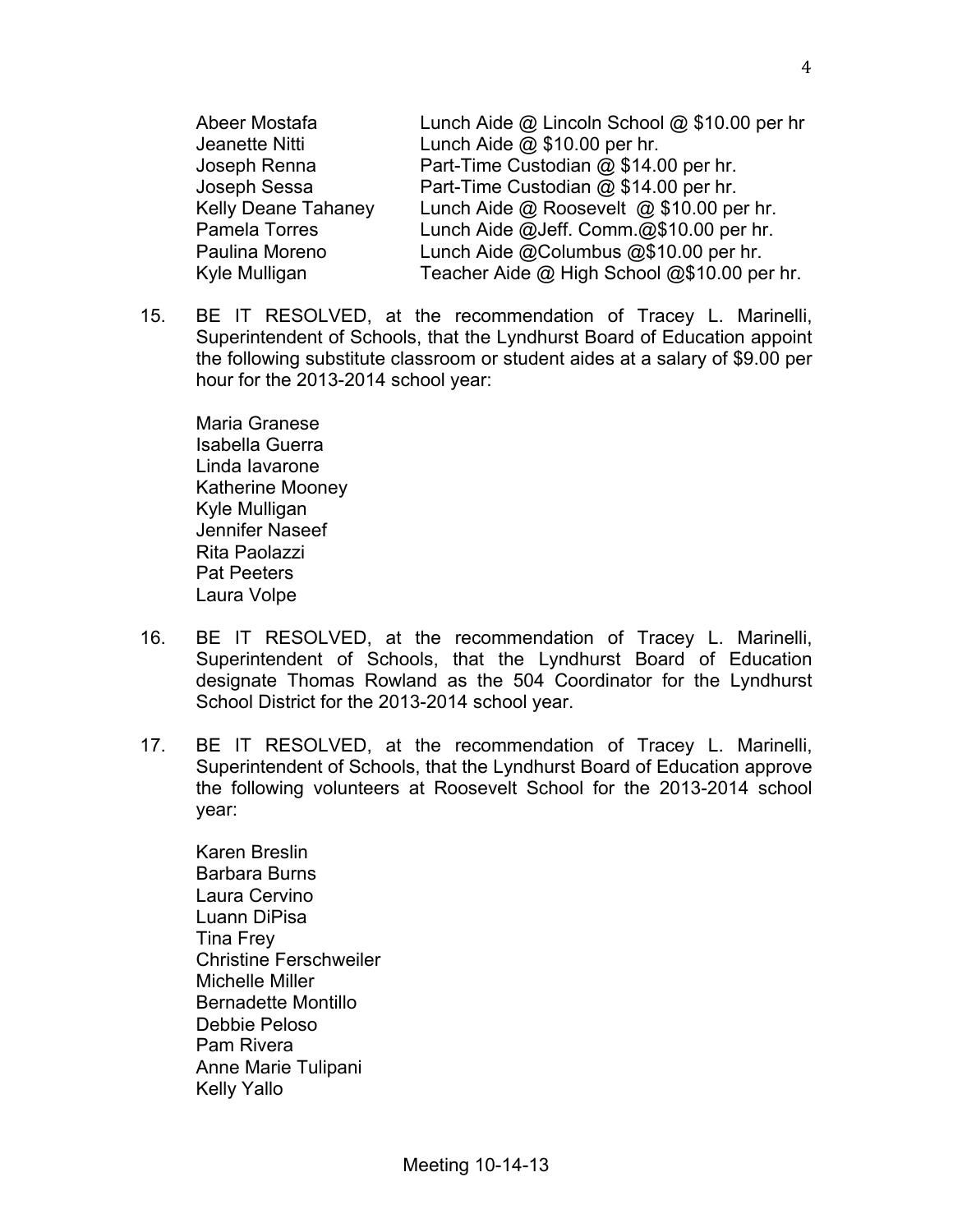| | |
|---|---|
| Abeer Mostafa | Lunch Aide @ Lincoln School @ $10.00 per hr |
| Jeanette Nitti | Lunch Aide @ $10.00 per hr. |
| Joseph Renna | Part-Time Custodian @ $14.00 per hr. |
| Joseph Sessa | Part-Time Custodian @ $14.00 per hr. |
| Kelly Deane Tahaney | Lunch Aide @ Roosevelt @ $10.00 per hr. |
| Pamela Torres | Lunch Aide @Jeff. Comm.@$10.00 per hr. |
| Paulina Moreno | Lunch Aide @Columbus @$10.00 per hr. |
| Kyle Mulligan | Teacher Aide @ High School @$10.00 per hr. |

15. BE IT RESOLVED, at the recommendation of Tracey L. Marinelli, Superintendent of Schools, that the Lyndhurst Board of Education appoint the following substitute classroom or student aides at a salary of $9.00 per hour for the 2013-2014 school year:

    Maria Granese
    Isabella Guerra
    Linda Iavarone
    Katherine Mooney
    Kyle Mulligan
    Jennifer Naseef
    Rita Paolazzi
    Pat Peeters
    Laura Volpe

16. BE IT RESOLVED, at the recommendation of Tracey L. Marinelli, Superintendent of Schools, that the Lyndhurst Board of Education designate Thomas Rowland as the 504 Coordinator for the Lyndhurst School District for the 2013-2014 school year.

17. BE IT RESOLVED, at the recommendation of Tracey L. Marinelli, Superintendent of Schools, that the Lyndhurst Board of Education approve the following volunteers at Roosevelt School for the 2013-2014 school year:

    Karen Breslin
    Barbara Burns
    Laura Cervino
    Luann DiPisa
    Tina Frey
    Christine Ferschweiler
    Michelle Miller
    Bernadette Montillo
    Debbie Peloso
    Pam Rivera
    Anne Marie Tulipani
    Kelly Yallo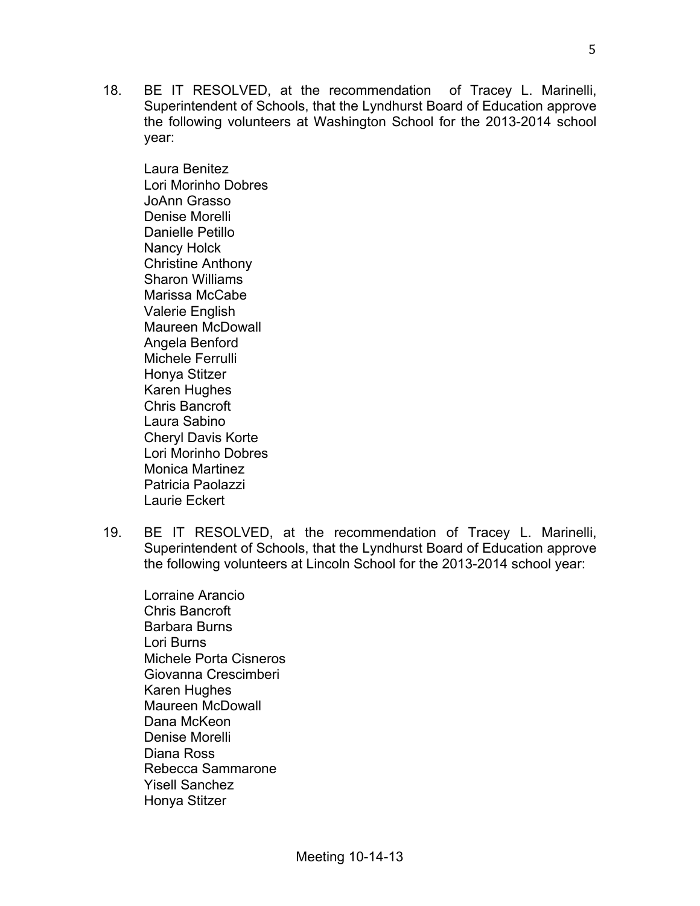18. BE IT RESOLVED, at the recommendation of Tracey L. Marinelli, Superintendent of Schools, that the Lyndhurst Board of Education approve the following volunteers at Washington School for the 2013-2014 school year:

    Laura Benitez
    Lori Morinho Dobres
    JoAnn Grasso
    Denise Morelli
    Danielle Petillo
    Nancy Holck
    Christine Anthony
    Sharon Williams
    Marissa McCabe
    Valerie English
    Maureen McDowall
    Angela Benford
    Michele Ferrulli
    Honya Stitzer
    Karen Hughes
    Chris Bancroft
    Laura Sabino
    Cheryl Davis Korte
    Lori Morinho Dobres
    Monica Martinez
    Patricia Paolazzi
    Laurie Eckert

19. BE IT RESOLVED, at the recommendation of Tracey L. Marinelli, Superintendent of Schools, that the Lyndhurst Board of Education approve the following volunteers at Lincoln School for the 2013-2014 school year:

    Lorraine Arancio
    Chris Bancroft
    Barbara Burns
    Lori Burns
    Michele Porta Cisneros
    Giovanna Crescimberi
    Karen Hughes
    Maureen McDowall
    Dana McKeon
    Denise Morelli
    Diana Ross
    Rebecca Sammarone
    Yisell Sanchez
    Honya Stitzer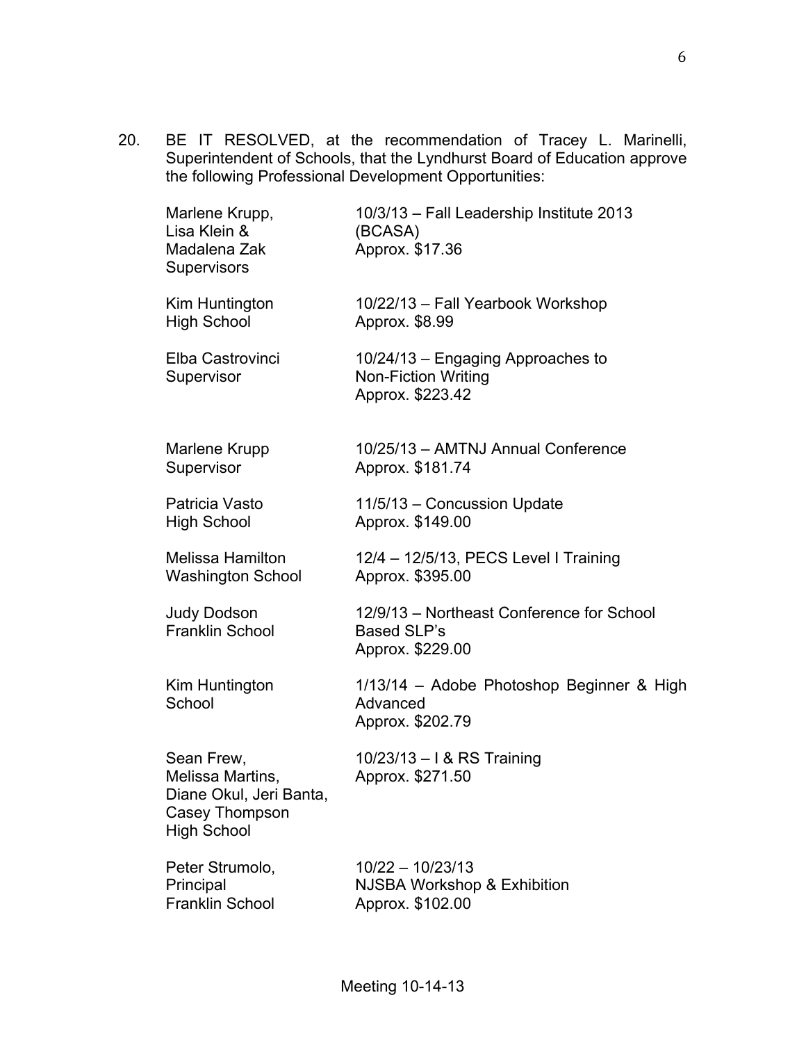20. BE IT RESOLVED, at the recommendation of Tracey L. Marinelli, Superintendent of Schools, that the Lyndhurst Board of Education approve the following Professional Development Opportunities:

| | |
|---|---|
| Marlene Krupp, Lisa Klein & Madalena Zak Supervisors | 10/3/13 – Fall Leadership Institute 2013 (BCASA) Approx. $17.36 |
| Kim Huntington High School | 10/22/13 – Fall Yearbook Workshop Approx. $8.99 |
| Elba Castrovinci Supervisor | 10/24/13 – Engaging Approaches to Non-Fiction Writing Approx. $223.42 |
| Marlene Krupp Supervisor | 10/25/13 – AMTNJ Annual Conference Approx. $181.74 |
| Patricia Vasto High School | 11/5/13 – Concussion Update Approx. $149.00 |
| Melissa Hamilton Washington School | 12/4 – 12/5/13, PECS Level I Training Approx. $395.00 |
| Judy Dodson Franklin School | 12/9/13 – Northeast Conference for School Based SLP's Approx. $229.00 |
| Kim Huntington High School | 1/13/14 – Adobe Photoshop Beginner & Advanced Approx. $202.79 |
| Sean Frew, Melissa Martins, Diane Okul, Jeri Banta, Casey Thompson High School | 10/23/13 – I & RS Training Approx. $271.50 |
| Peter Strumolo, Principal Franklin School | 10/22 – 10/23/13 NJSBA Workshop & Exhibition Approx. $102.00 |

Meeting 10-14-13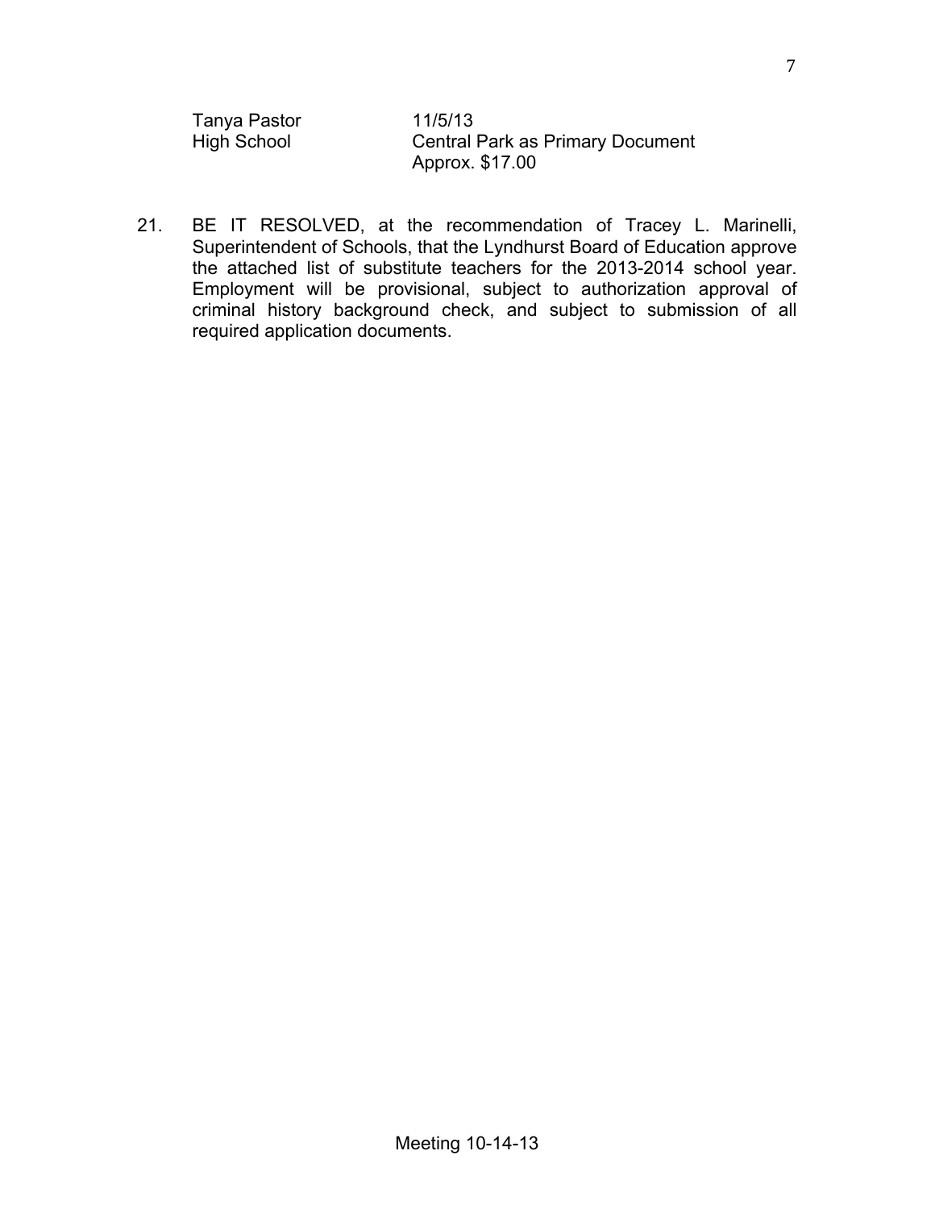| | |
|---|---|
| Tanya Pastor | 11/5/13 |
| High School | Central Park as Primary Document |
| | Approx. $17.00 |

21. BE IT RESOLVED, at the recommendation of Tracey L. Marinelli, Superintendent of Schools, that the Lyndhurst Board of Education approve the attached list of substitute teachers for the 2013-2014 school year. Employment will be provisional, subject to authorization approval of criminal history background check, and subject to submission of all required application documents.